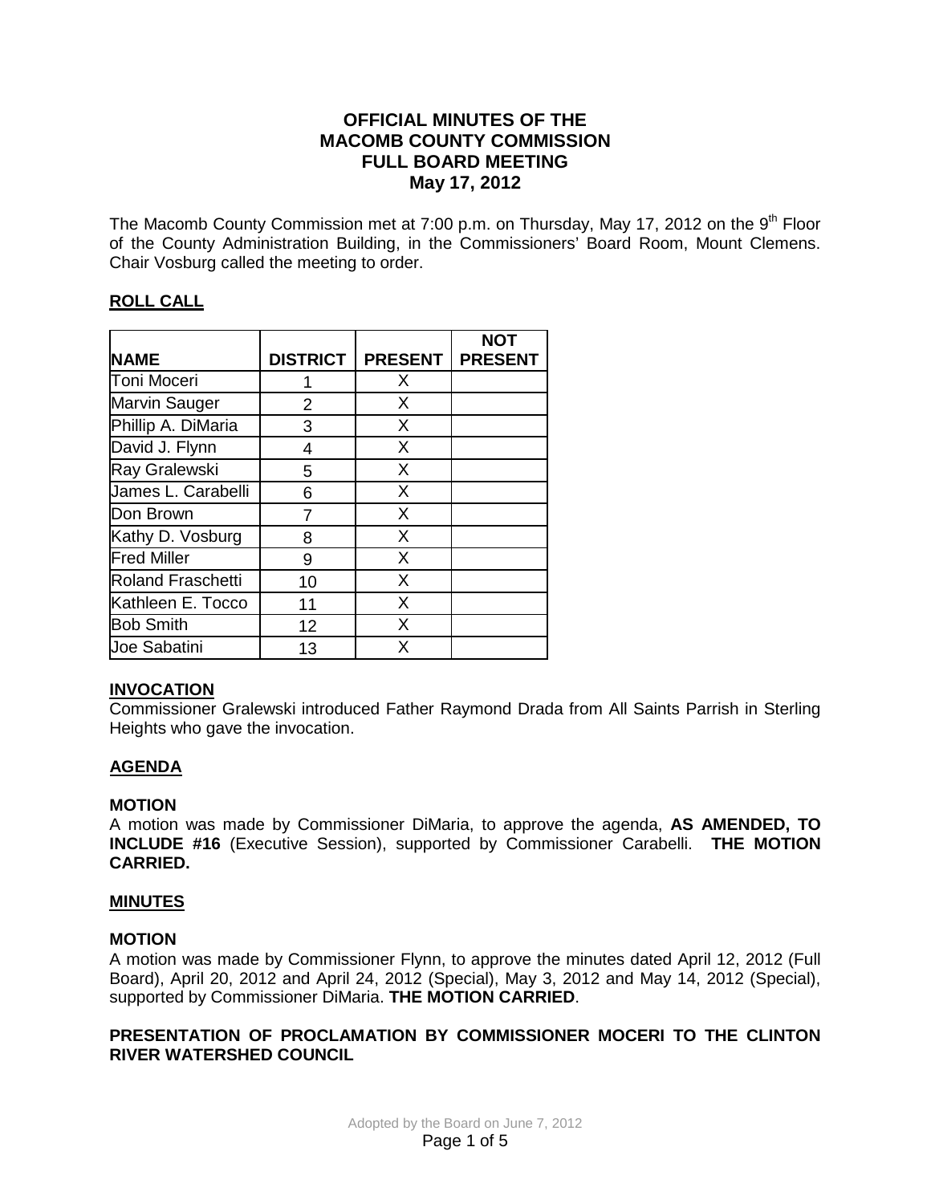# OFFICIAL MINUTES OF THE MACOMB COUNTY COMMISSION FULL BOARD MEETING May 17, 2012

The Macomb County Commission met at 7:00 p.m. on Thursday, May 17, 2012 on the 9th Floor of the County Administration Building, in the Commissioners' Board Room, Mount Clemens. Chair Vosburg called the meeting to order.

## ROLL CALL

| NAME | DISTRICT | PRESENT | NOT PRESENT |
|---|---|---|---|
| Toni Moceri | 1 | X | |
| Marvin Sauger | 2 | X | |
| Phillip A. DiMaria | 3 | X | |
| David J. Flynn | 4 | X | |
| Ray Gralewski | 5 | X | |
| James L. Carabelli | 6 | X | |
| Don Brown | 7 | X | |
| Kathy D. Vosburg | 8 | X | |
| Fred Miller | 9 | X | |
| Roland Fraschetti | 10 | X | |
| Kathleen E. Tocco | 11 | X | |
| Bob Smith | 12 | X | |
| Joe Sabatini | 13 | X | |

## INVOCATION

Commissioner Gralewski introduced Father Raymond Drada from All Saints Parrish in Sterling Heights who gave the invocation.

## AGENDA

**MOTION**

A motion was made by Commissioner DiMaria, to approve the agenda, **AS AMENDED, TO INCLUDE #16** (Executive Session), supported by Commissioner Carabelli. **THE MOTION CARRIED.**

## MINUTES

**MOTION**

A motion was made by Commissioner Flynn, to approve the minutes dated April 12, 2012 (Full Board), April 20, 2012 and April 24, 2012 (Special), May 3, 2012 and May 14, 2012 (Special), supported by Commissioner DiMaria. **THE MOTION CARRIED**.

## PRESENTATION OF PROCLAMATION BY COMMISSIONER MOCERI TO THE CLINTON RIVER WATERSHED COUNCIL

Adopted by the Board on June 7, 2012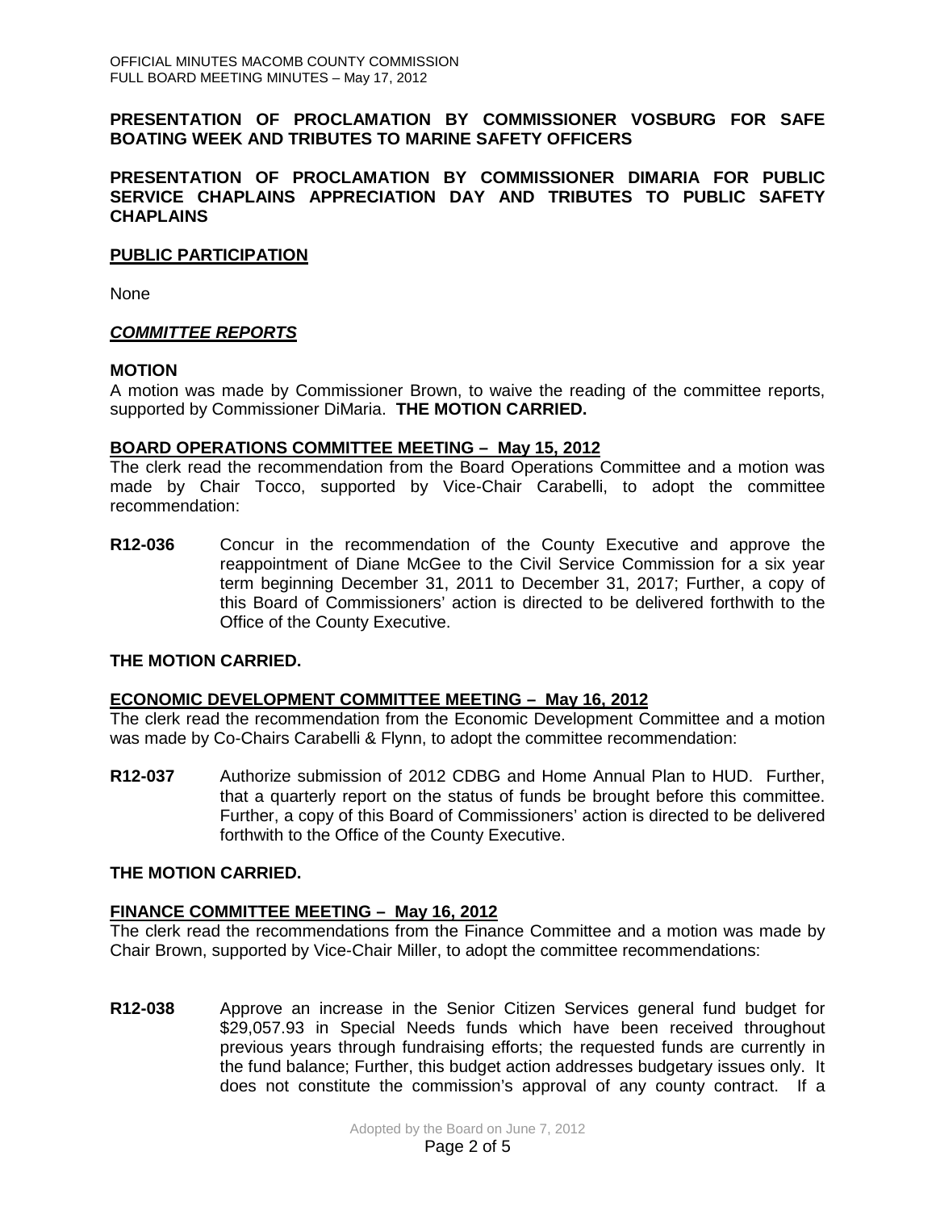**PRESENTATION OF PROCLAMATION BY COMMISSIONER VOSBURG FOR SAFE BOATING WEEK AND TRIBUTES TO MARINE SAFETY OFFICERS**

**PRESENTATION OF PROCLAMATION BY COMMISSIONER DIMARIA FOR PUBLIC SERVICE CHAPLAINS APPRECIATION DAY AND TRIBUTES TO PUBLIC SAFETY CHAPLAINS**

**PUBLIC PARTICIPATION**

None

***COMMITTEE REPORTS***

**MOTION**

A motion was made by Commissioner Brown, to waive the reading of the committee reports, supported by Commissioner DiMaria. **THE MOTION CARRIED.**

**BOARD OPERATIONS COMMITTEE MEETING – May 15, 2012**

The clerk read the recommendation from the Board Operations Committee and a motion was made by Chair Tocco, supported by Vice-Chair Carabelli, to adopt the committee recommendation:

**R12-036** Concur in the recommendation of the County Executive and approve the reappointment of Diane McGee to the Civil Service Commission for a six year term beginning December 31, 2011 to December 31, 2017; Further, a copy of this Board of Commissioners' action is directed to be delivered forthwith to the Office of the County Executive.

**THE MOTION CARRIED.**

**ECONOMIC DEVELOPMENT COMMITTEE MEETING – May 16, 2012**

The clerk read the recommendation from the Economic Development Committee and a motion was made by Co-Chairs Carabelli & Flynn, to adopt the committee recommendation:

**R12-037** Authorize submission of 2012 CDBG and Home Annual Plan to HUD. Further, that a quarterly report on the status of funds be brought before this committee. Further, a copy of this Board of Commissioners' action is directed to be delivered forthwith to the Office of the County Executive.

**THE MOTION CARRIED.**

**FINANCE COMMITTEE MEETING – May 16, 2012**

The clerk read the recommendations from the Finance Committee and a motion was made by Chair Brown, supported by Vice-Chair Miller, to adopt the committee recommendations:

**R12-038** Approve an increase in the Senior Citizen Services general fund budget for $29,057.93 in Special Needs funds which have been received throughout previous years through fundraising efforts; the requested funds are currently in the fund balance; Further, this budget action addresses budgetary issues only. It does not constitute the commission's approval of any county contract. If a

Adopted by the Board on June 7, 2012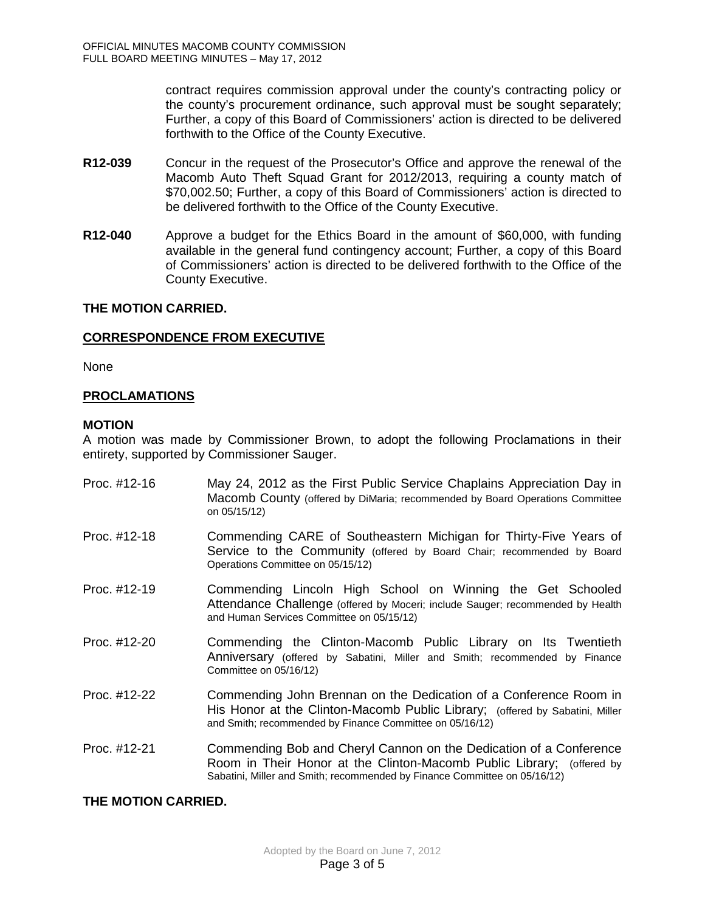contract requires commission approval under the county's contracting policy or the county's procurement ordinance, such approval must be sought separately; Further, a copy of this Board of Commissioners' action is directed to be delivered forthwith to the Office of the County Executive.

**R12-039** Concur in the request of the Prosecutor's Office and approve the renewal of the Macomb Auto Theft Squad Grant for 2012/2013, requiring a county match of $70,002.50; Further, a copy of this Board of Commissioners' action is directed to be delivered forthwith to the Office of the County Executive.

**R12-040** Approve a budget for the Ethics Board in the amount of $60,000, with funding available in the general fund contingency account; Further, a copy of this Board of Commissioners' action is directed to be delivered forthwith to the Office of the County Executive.

**THE MOTION CARRIED.**

**CORRESPONDENCE FROM EXECUTIVE**

None

**PROCLAMATIONS**

**MOTION**

A motion was made by Commissioner Brown, to adopt the following Proclamations in their entirety, supported by Commissioner Sauger.

Proc. #12-16 May 24, 2012 as the First Public Service Chaplains Appreciation Day in Macomb County (offered by DiMaria; recommended by Board Operations Committee on 05/15/12)

Proc. #12-18 Commending CARE of Southeastern Michigan for Thirty-Five Years of Service to the Community (offered by Board Chair; recommended by Board Operations Committee on 05/15/12)

Proc. #12-19 Commending Lincoln High School on Winning the Get Schooled Attendance Challenge (offered by Moceri; include Sauger; recommended by Health and Human Services Committee on 05/15/12)

Proc. #12-20 Commending the Clinton-Macomb Public Library on Its Twentieth Anniversary (offered by Sabatini, Miller and Smith; recommended by Finance Committee on 05/16/12)

Proc. #12-22 Commending John Brennan on the Dedication of a Conference Room in His Honor at the Clinton-Macomb Public Library; (offered by Sabatini, Miller and Smith; recommended by Finance Committee on 05/16/12)

Proc. #12-21 Commending Bob and Cheryl Cannon on the Dedication of a Conference Room in Their Honor at the Clinton-Macomb Public Library; (offered by Sabatini, Miller and Smith; recommended by Finance Committee on 05/16/12)

**THE MOTION CARRIED.**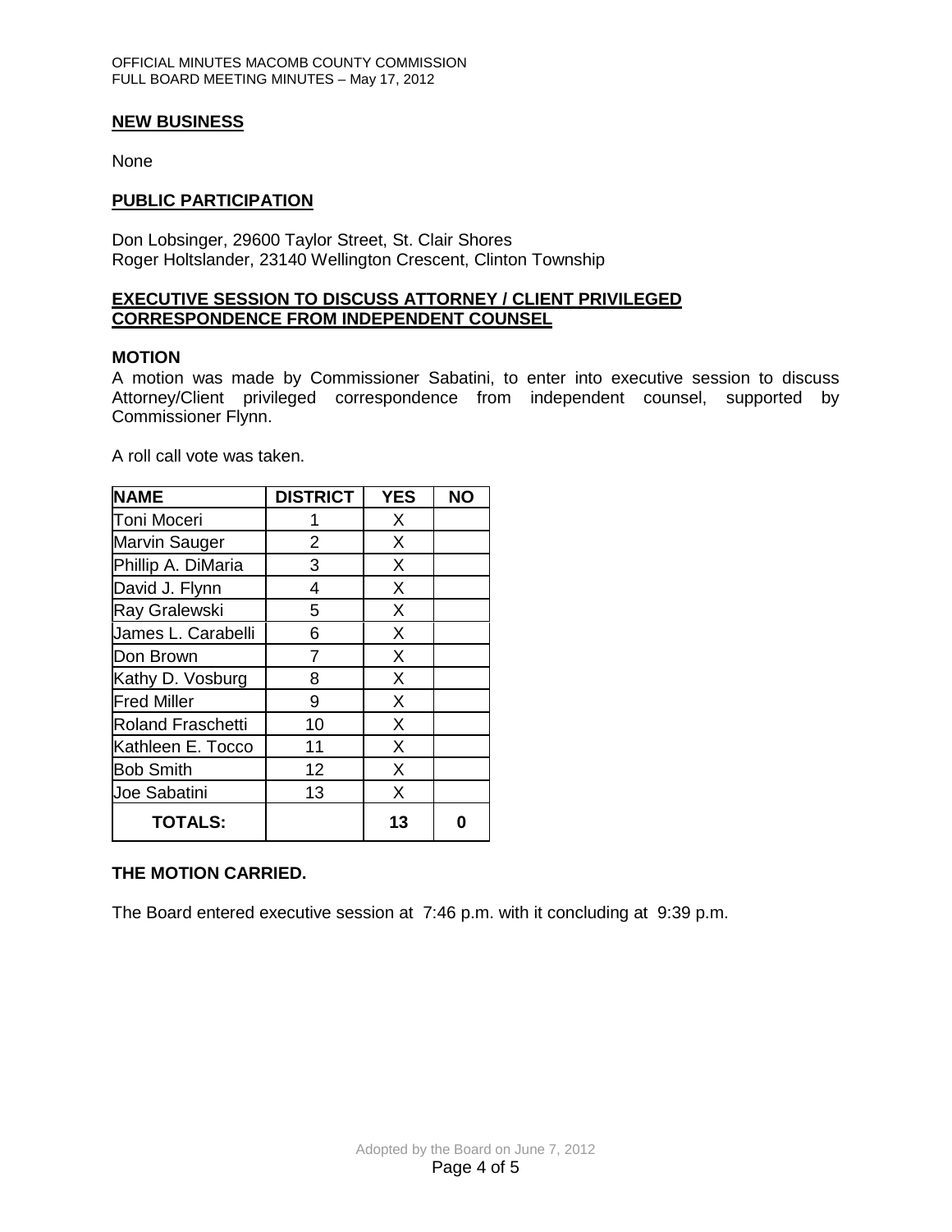## NEW BUSINESS

None

## PUBLIC PARTICIPATION

Don Lobsinger, 29600 Taylor Street, St. Clair Shores
Roger Holtslander, 23140 Wellington Crescent, Clinton Township

## EXECUTIVE SESSION TO DISCUSS ATTORNEY / CLIENT PRIVILEGED CORRESPONDENCE FROM INDEPENDENT COUNSEL

### MOTION

A motion was made by Commissioner Sabatini, to enter into executive session to discuss Attorney/Client privileged correspondence from independent counsel, supported by Commissioner Flynn.

A roll call vote was taken.

| NAME | DISTRICT | YES | NO |
|---|---|---|---|
| Toni Moceri | 1 | X | |
| Marvin Sauger | 2 | X | |
| Phillip A. DiMaria | 3 | X | |
| David J. Flynn | 4 | X | |
| Ray Gralewski | 5 | X | |
| James L. Carabelli | 6 | X | |
| Don Brown | 7 | X | |
| Kathy D. Vosburg | 8 | X | |
| Fred Miller | 9 | X | |
| Roland Fraschetti | 10 | X | |
| Kathleen E. Tocco | 11 | X | |
| Bob Smith | 12 | X | |
| Joe Sabatini | 13 | X | |
| **TOTALS:** | | **13** | **0** |

**THE MOTION CARRIED.**

The Board entered executive session at 7:46 p.m. with it concluding at 9:39 p.m.

Adopted by the Board on June 7, 2012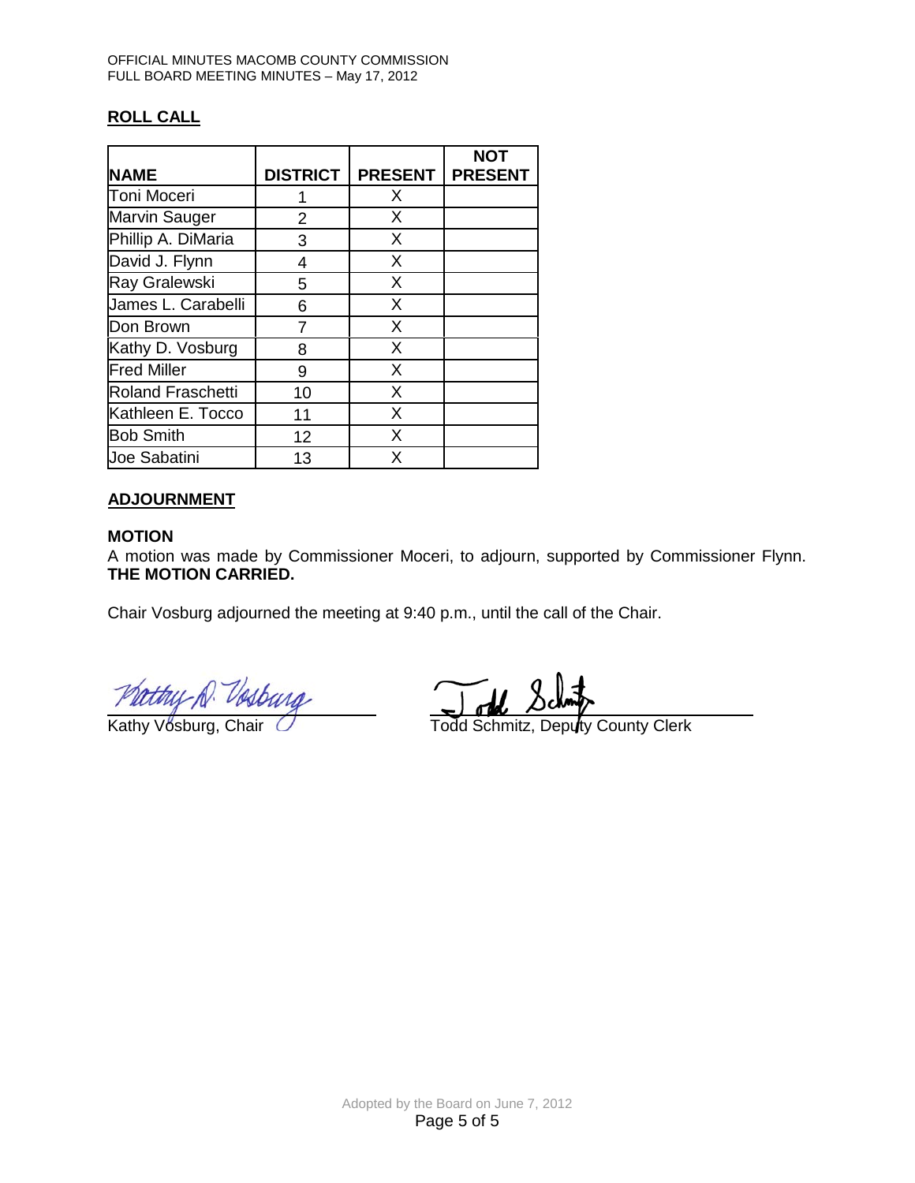## ROLL CALL

| NAME | DISTRICT | PRESENT | NOT PRESENT |
|---|---|---|---|
| Toni Moceri | 1 | X | |
| Marvin Sauger | 2 | X | |
| Phillip A. DiMaria | 3 | X | |
| David J. Flynn | 4 | X | |
| Ray Gralewski | 5 | X | |
| James L. Carabelli | 6 | X | |
| Don Brown | 7 | X | |
| Kathy D. Vosburg | 8 | X | |
| Fred Miller | 9 | X | |
| Roland Fraschetti | 10 | X | |
| Kathleen E. Tocco | 11 | X | |
| Bob Smith | 12 | X | |
| Joe Sabatini | 13 | X | |

## ADJOURNMENT

**MOTION**

A motion was made by Commissioner Moceri, to adjourn, supported by Commissioner Flynn. **THE MOTION CARRIED.**

Chair Vosburg adjourned the meeting at 9:40 p.m., until the call of the Chair.

Kathy Vosburg, Chair

Todd Schmitz, Deputy County Clerk

Adopted by the Board on June 7, 2012